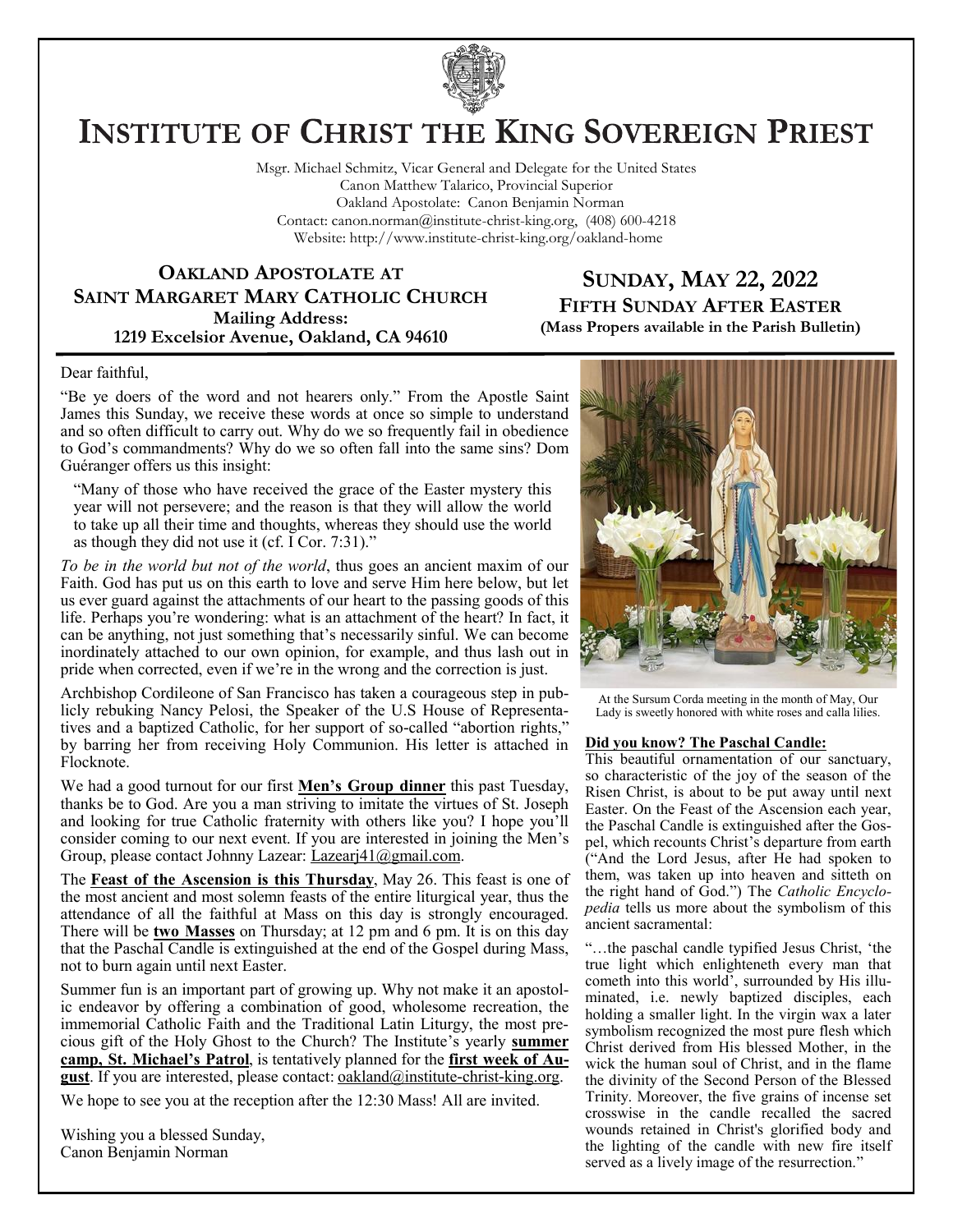# Institute of Christ the King Sovereign Priest

Msgr. Michael Schmitz, Vicar General and Delegate for the United States
Canon Matthew Talarico, Provincial Superior
Oakland Apostolate: Canon Benjamin Norman
Contact: canon.norman@institute-christ-king.org, (408) 600-4218
Website: http://www.institute-christ-king.org/oakland-home

## Oakland Apostolate at Saint Margaret Mary Catholic Church

**Mailing Address:**
**1219 Excelsior Avenue, Oakland, CA 94610**

## Sunday, May 22, 2022

### Fifth Sunday After Easter

**(Mass Propers available in the Parish Bulletin)**

Dear faithful,

"Be ye doers of the word and not hearers only." From the Apostle Saint James this Sunday, we receive these words at once so simple to understand and so often difficult to carry out. Why do we so frequently fail in obedience to God's commandments? Why do we so often fall into the same sins? Dom Guéranger offers us this insight:

> "Many of those who have received the grace of the Easter mystery this year will not persevere; and the reason is that they will allow the world to take up all their time and thoughts, whereas they should use the world as though they did not use it (cf. I Cor. 7:31)."

*To be in the world but not of the world*, thus goes an ancient maxim of our Faith. God has put us on this earth to love and serve Him here below, but let us ever guard against the attachments of our heart to the passing goods of this life. Perhaps you're wondering: what is an attachment of the heart? In fact, it can be anything, not just something that's necessarily sinful. We can become inordinately attached to our own opinion, for example, and thus lash out in pride when corrected, even if we're in the wrong and the correction is just.

Archbishop Cordileone of San Francisco has taken a courageous step in publicly rebuking Nancy Pelosi, the Speaker of the U.S House of Representatives and a baptized Catholic, for her support of so-called "abortion rights," by barring her from receiving Holy Communion. His letter is attached in Flocknote.

We had a good turnout for our first **Men's Group dinner** this past Tuesday, thanks be to God. Are you a man striving to imitate the virtues of St. Joseph and looking for true Catholic fraternity with others like you? I hope you'll consider coming to our next event. If you are interested in joining the Men's Group, please contact Johnny Lazear: Lazearj41@gmail.com.

The **Feast of the Ascension is this Thursday**, May 26. This feast is one of the most ancient and most solemn feasts of the entire liturgical year, thus the attendance of all the faithful at Mass on this day is strongly encouraged. There will be **two Masses** on Thursday; at 12 pm and 6 pm. It is on this day that the Paschal Candle is extinguished at the end of the Gospel during Mass, not to burn again until next Easter.

Summer fun is an important part of growing up. Why not make it an apostolic endeavor by offering a combination of good, wholesome recreation, the immemorial Catholic Faith and the Traditional Latin Liturgy, the most precious gift of the Holy Ghost to the Church? The Institute's yearly **summer camp, St. Michael's Patrol**, is tentatively planned for the **first week of August**. If you are interested, please contact: oakland@institute-christ-king.org.

We hope to see you at the reception after the 12:30 Mass! All are invited.

Wishing you a blessed Sunday,
Canon Benjamin Norman

At the Sursum Corda meeting in the month of May, Our Lady is sweetly honored with white roses and calla lilies.

**Did you know? The Paschal Candle:**

This beautiful ornamentation of our sanctuary, so characteristic of the joy of the season of the Risen Christ, is about to be put away until next Easter. On the Feast of the Ascension each year, the Paschal Candle is extinguished after the Gospel, which recounts Christ's departure from earth ("And the Lord Jesus, after He had spoken to them, was taken up into heaven and sitteth on the right hand of God.") The *Catholic Encyclopedia* tells us more about the symbolism of this ancient sacramental:

> "…the paschal candle typified Jesus Christ, 'the true light which enlighteneth every man that cometh into this world', surrounded by His illuminated, i.e. newly baptized disciples, each holding a smaller light. In the virgin wax a later symbolism recognized the most pure flesh which Christ derived from His blessed Mother, in the wick the human soul of Christ, and in the flame the divinity of the Second Person of the Blessed Trinity. Moreover, the five grains of incense set crosswise in the candle recalled the sacred wounds retained in Christ's glorified body and the lighting of the candle with new fire itself served as a lively image of the resurrection."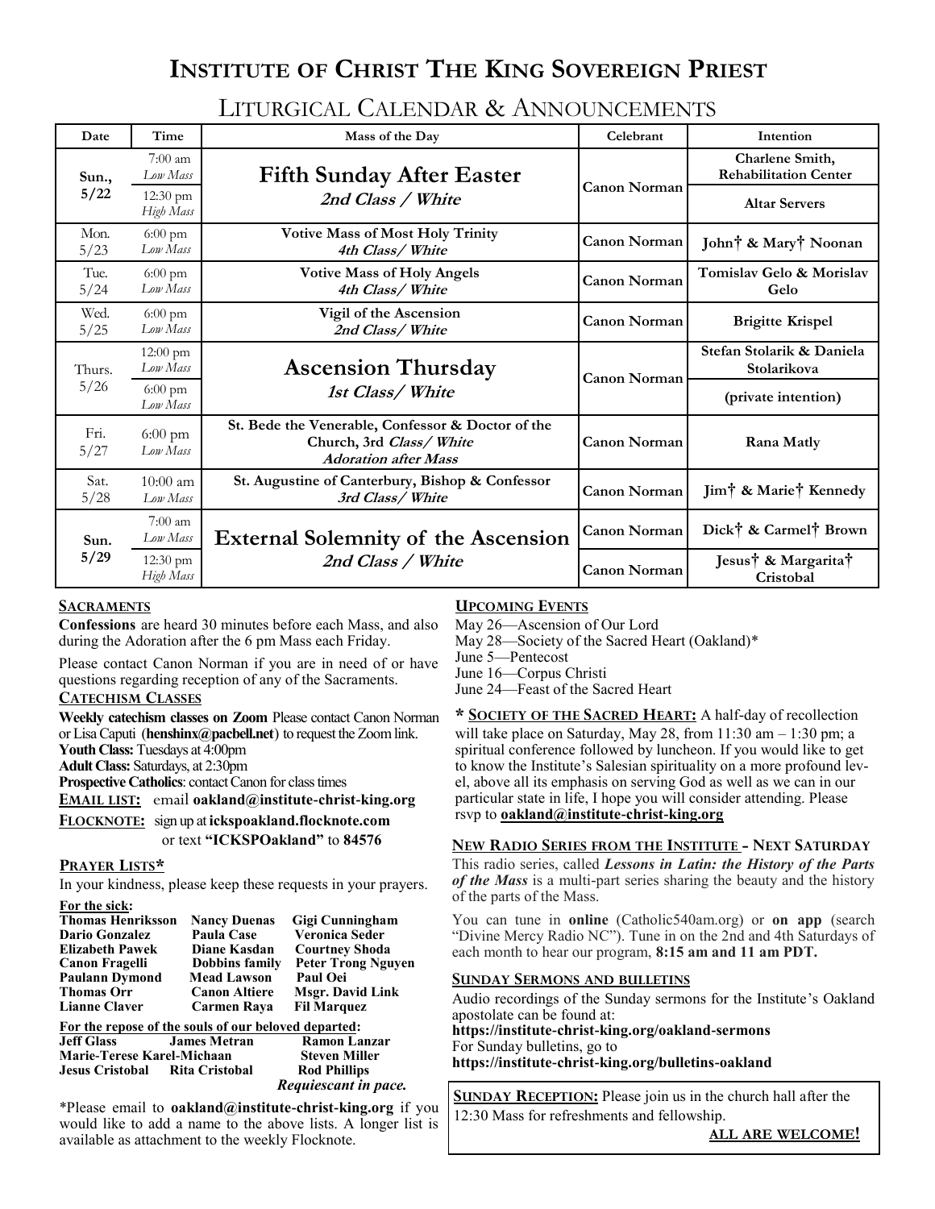# Institute of Christ The King Sovereign Priest

## Liturgical Calendar & Announcements

| Date | Time | Mass of the Day | Celebrant | Intention |
|---|---|---|---|---|
| Sun., 5/22 | 7:00 am *Low Mass* | **Fifth Sunday After Easter** *2nd Class / White* | Canon Norman | Charlene Smith, Rehabilitation Center |
| | 12:30 pm *High Mass* | | | Altar Servers |
| Mon. 5/23 | 6:00 pm *Low Mass* | **Votive Mass of Most Holy Trinity** *4th Class/ White* | Canon Norman | John† & Mary† Noonan |
| Tue. 5/24 | 6:00 pm *Low Mass* | **Votive Mass of Holy Angels** *4th Class/ White* | Canon Norman | Tomislav Gelo & Morislav Gelo |
| Wed. 5/25 | 6:00 pm *Low Mass* | **Vigil of the Ascension** *2nd Class/ White* | Canon Norman | Brigitte Krispel |
| Thurs. 5/26 | 12:00 pm *Low Mass* | **Ascension Thursday** *1st Class/ White* | Canon Norman | Stefan Stolarik & Daniela Stolarikova |
| | 6:00 pm *Low Mass* | | | (private intention) |
| Fri. 5/27 | 6:00 pm *Low Mass* | **St. Bede the Venerable, Confessor & Doctor of the Church**, 3rd *Class/ White* *Adoration after Mass* | Canon Norman | Rana Matly |
| Sat. 5/28 | 10:00 am *Low Mass* | **St. Augustine of Canterbury, Bishop & Confessor** *3rd Class/ White* | Canon Norman | Jim† & Marie† Kennedy |
| Sun. 5/29 | 7:00 am *Low Mass* | **External Solemnity of the Ascension** *2nd Class / White* | Canon Norman | Dick† & Carmel† Brown |
| | 12:30 pm *High Mass* | | Canon Norman | Jesus† & Margarita† Cristobal |

### Sacraments

**Confessions** are heard 30 minutes before each Mass, and also during the Adoration after the 6 pm Mass each Friday.

Please contact Canon Norman if you are in need of or have questions regarding reception of any of the Sacraments.

### Catechism Classes

**Weekly catechism classes on Zoom** Please contact Canon Norman or Lisa Caputi (**henshinx@pacbell.net**) to request the Zoom link.
**Youth Class:** Tuesdays at 4:00pm
**Adult Class:** Saturdays, at 2:30pm
**Prospective Catholics**: contact Canon for class times

**Email list:** email **oakland@institute-christ-king.org**

**Flocknote:** sign up at **ickspoakland.flocknote.com** or text **"ICKSPOakland"** to **84576**

### Prayer Lists*

In your kindness, please keep these requests in your prayers.

**For the sick:**

| | | |
|---|---|---|
| Thomas Henriksson | Nancy Duenas | Gigi Cunningham |
| Dario Gonzalez | Paula Case | Veronica Seder |
| Elizabeth Pawek | Diane Kasdan | Courtney Shoda |
| Canon Fragelli | Dobbins family | Peter Trong Nguyen |
| Paulann Dymond | Mead Lawson | Paul Oei |
| Thomas Orr | Canon Altiere | Msgr. David Link |
| Lianne Claver | Carmen Raya | Fil Marquez |

**For the repose of the souls of our beloved departed:**

| | | |
|---|---|---|
| Jeff Glass | James Metran | Ramon Lanzar |
| Marie-Terese Karel-Michaan | | Steven Miller |
| Jesus Cristobal | Rita Cristobal | Rod Phillips |

*Requiescant in pace.*

*Please email to **oakland@institute-christ-king.org** if you would like to add a name to the above lists. A longer list is available as attachment to the weekly Flocknote.

### Upcoming Events

May 26—Ascension of Our Lord
May 28—Society of the Sacred Heart (Oakland)*
June 5—Pentecost
June 16—Corpus Christi
June 24—Feast of the Sacred Heart

**\* Society of the Sacred Heart:** A half-day of recollection will take place on Saturday, May 28, from 11:30 am – 1:30 pm; a spiritual conference followed by luncheon. If you would like to get to know the Institute's Salesian spirituality on a more profound level, above all its emphasis on serving God as well as we can in our particular state in life, I hope you will consider attending. Please rsvp to **oakland@institute-christ-king.org**

### New Radio Series from the Institute - Next Saturday

This radio series, called ***Lessons in Latin: the History of the Parts of the Mass*** is a multi-part series sharing the beauty and the history of the parts of the Mass.

You can tune in **online** (Catholic540am.org) or **on app** (search "Divine Mercy Radio NC"). Tune in on the 2nd and 4th Saturdays of each month to hear our program, **8:15 am and 11 am PDT.**

### Sunday Sermons and Bulletins

Audio recordings of the Sunday sermons for the Institute's Oakland apostolate can be found at:
**https://institute-christ-king.org/oakland-sermons**
For Sunday bulletins, go to
**https://institute-christ-king.org/bulletins-oakland**

**Sunday Reception:** Please join us in the church hall after the 12:30 Mass for refreshments and fellowship.

**ALL ARE WELCOME!**